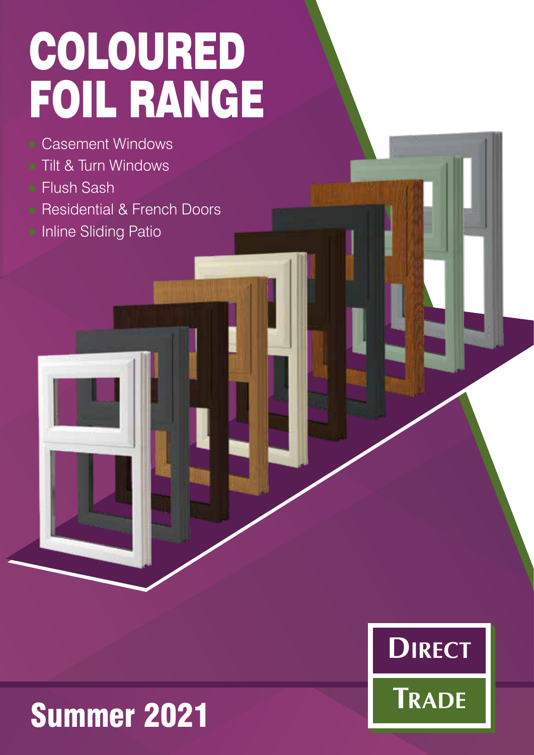# COLOURED FOIL RANGE

- Casement Windows
- Tilt & Turn Windows
- Flush Sash
- Residential & French Doors
- Inline Sliding Patio

DIRECT TRADE

## Summer 2021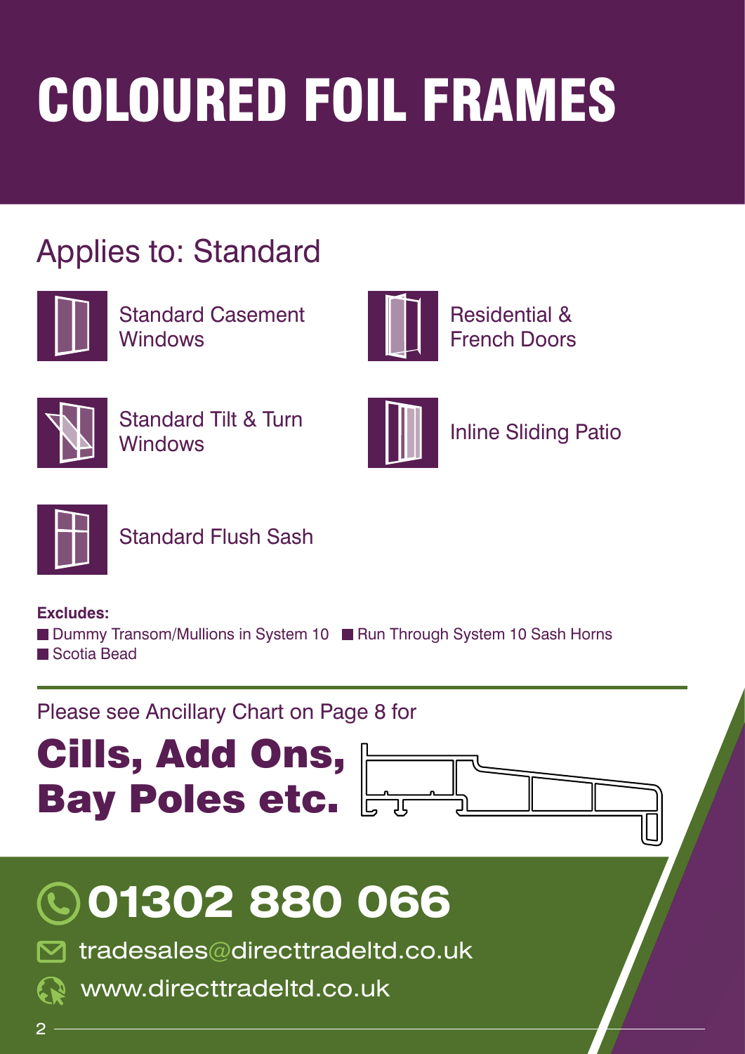# COLOURED FOIL FRAMES

## Applies to: Standard

- Standard Casement Windows
- Residential & French Doors
- Standard Tilt & Turn Windows
- Inline Sliding Patio
- Standard Flush Sash

**Excludes:**

- Dummy Transom/Mullions in System 10
- Run Through System 10 Sash Horns
- Scotia Bead

Please see Ancillary Chart on Page 8 for

**Cills, Add Ons, Bay Poles etc.**

**01302 880 066**

tradesales@directtradeltd.co.uk

www.directtradeltd.co.uk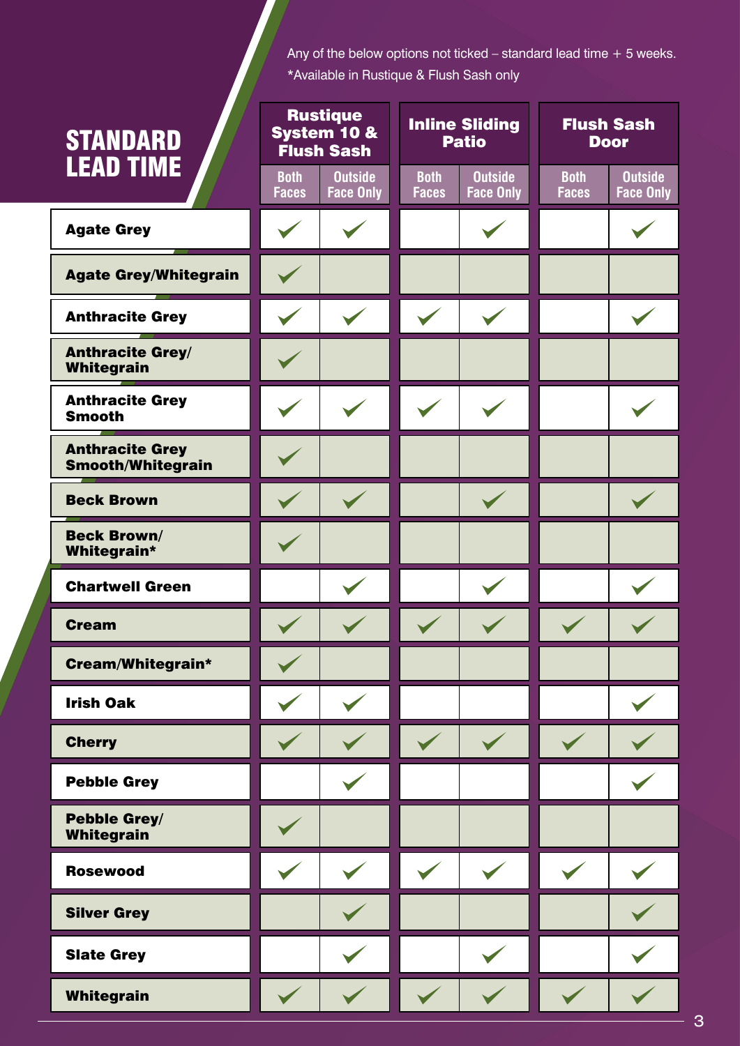# STANDARD LEAD TIME

Any of the below options not ticked – standard lead time + 5 weeks.
*Available in Rustique & Flush Sash only

| | Rustique System 10 & Flush Sash | | Inline Sliding Patio | | Flush Sash Door | |
|---|---|---|---|---|---|---|
| | Both Faces | Outside Face Only | Both Faces | Outside Face Only | Both Faces | Outside Face Only |
| **Agate Grey** | ✓ | ✓ | | ✓ | | ✓ |
| **Agate Grey/Whitegrain** | ✓ | | | | | |
| **Anthracite Grey** | ✓ | ✓ | ✓ | ✓ | | ✓ |
| **Anthracite Grey/ Whitegrain** | ✓ | | | | | |
| **Anthracite Grey Smooth** | ✓ | ✓ | ✓ | ✓ | | ✓ |
| **Anthracite Grey Smooth/Whitegrain** | ✓ | | | | | |
| **Beck Brown** | ✓ | ✓ | | ✓ | | ✓ |
| **Beck Brown/ Whitegrain*** | ✓ | | | | | |
| **Chartwell Green** | | ✓ | | ✓ | | ✓ |
| **Cream** | ✓ | ✓ | ✓ | ✓ | ✓ | ✓ |
| **Cream/Whitegrain*** | ✓ | | | | | |
| **Irish Oak** | ✓ | ✓ | | | | ✓ |
| **Cherry** | ✓ | ✓ | ✓ | ✓ | ✓ | ✓ |
| **Pebble Grey** | | ✓ | | | | ✓ |
| **Pebble Grey/ Whitegrain** | ✓ | | | | | |
| **Rosewood** | ✓ | ✓ | ✓ | ✓ | ✓ | ✓ |
| **Silver Grey** | | ✓ | | | | ✓ |
| **Slate Grey** | | ✓ | | ✓ | | ✓ |
| **Whitegrain** | ✓ | ✓ | ✓ | ✓ | ✓ | ✓ |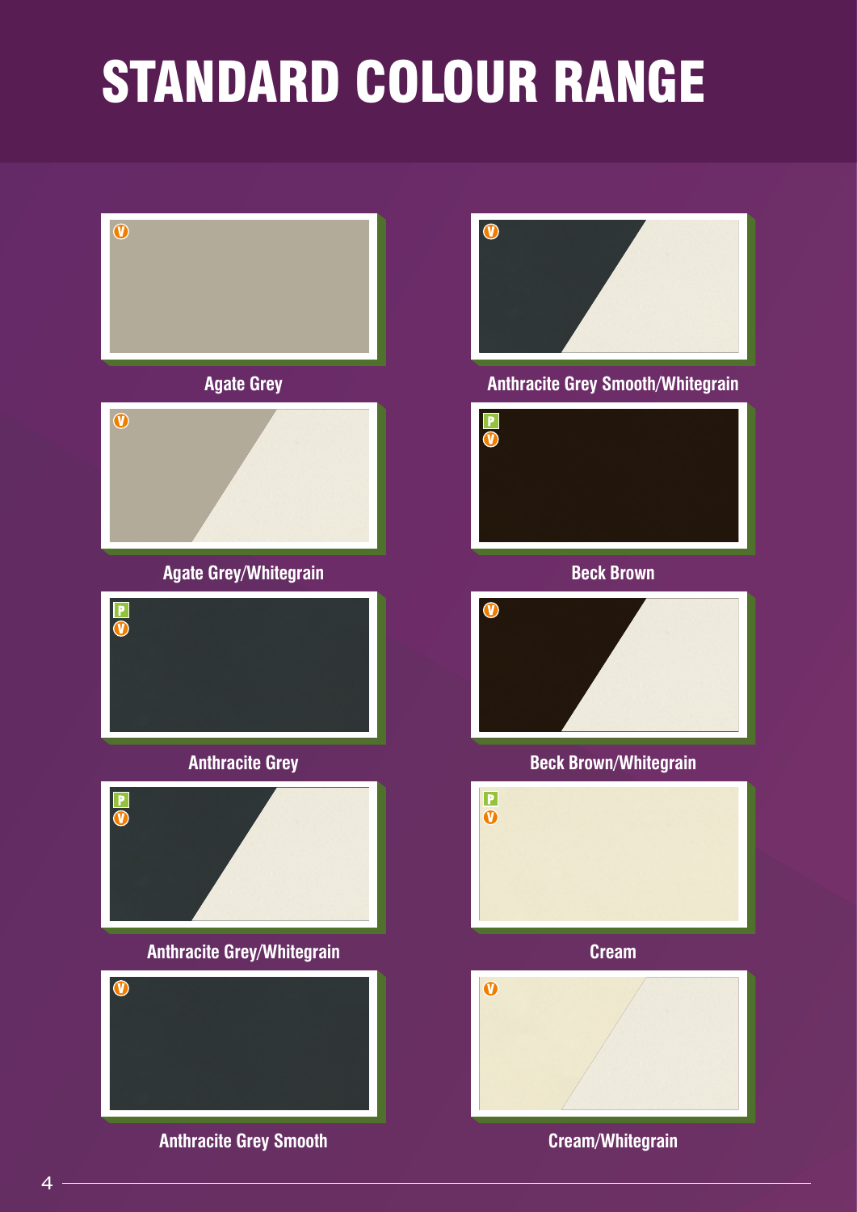# STANDARD COLOUR RANGE

V

Agate Grey

V

Anthracite Grey Smooth/Whitegrain

V

Agate Grey/Whitegrain

P
V

Beck Brown

P
V

Anthracite Grey

V

Beck Brown/Whitegrain

P
V

Anthracite Grey/Whitegrain

P
V

Cream

V

Anthracite Grey Smooth

V

Cream/Whitegrain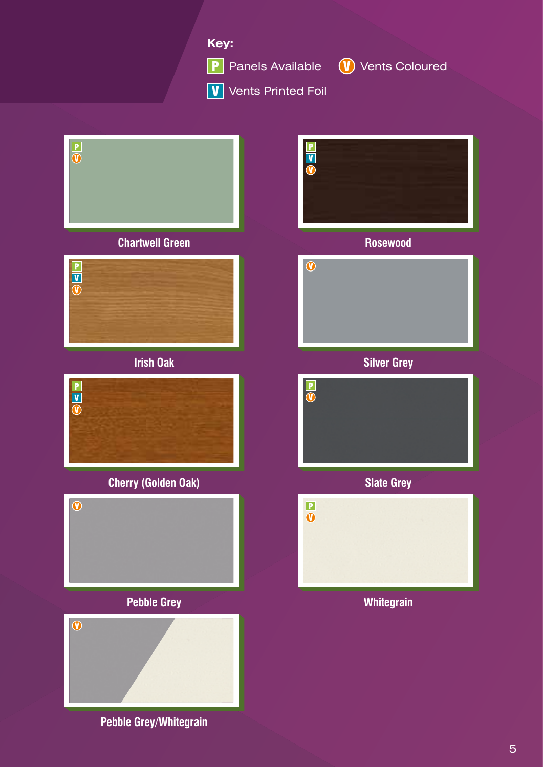**Key:**

- **P** Panels Available
- **V** Vents Coloured
- **V** Vents Printed Foil

| Colour | Panels Available | Vents Printed Foil | Vents Coloured |
| --- | --- | --- | --- |
| Chartwell Green | P | | V |
| Rosewood | P | V | V |
| Irish Oak | P | V | V |
| Silver Grey | | | V |
| Cherry (Golden Oak) | P | V | V |
| Slate Grey | P | | V |
| Pebble Grey | | | V |
| Whitegrain | P | | V |
| Pebble Grey/Whitegrain | | | V |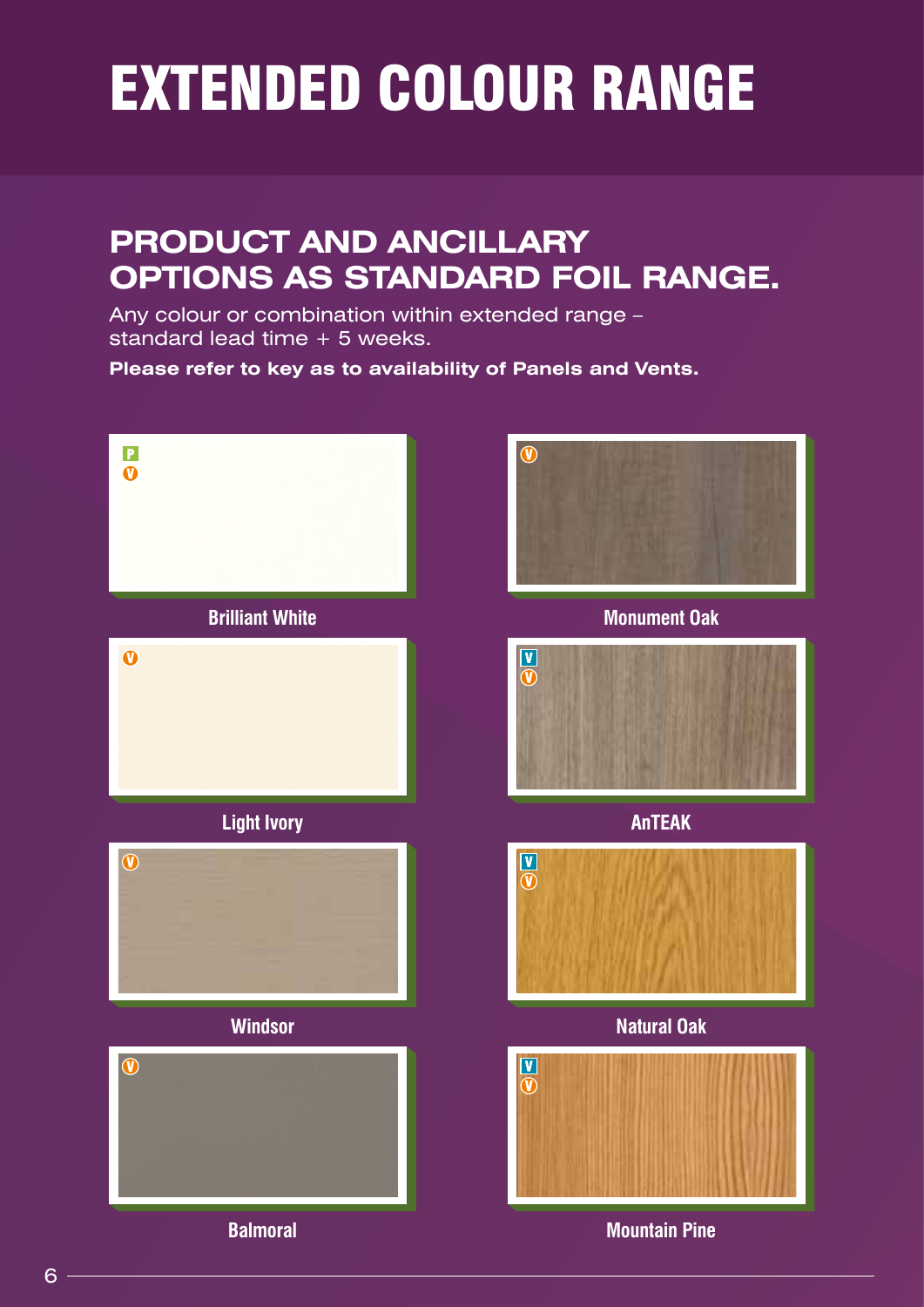# EXTENDED COLOUR RANGE

## PRODUCT AND ANCILLARY OPTIONS AS STANDARD FOIL RANGE.

Any colour or combination within extended range – standard lead time + 5 weeks.

**Please refer to key as to availability of Panels and Vents.**

P V

**Brilliant White**

V

**Light Ivory**

V

**Windsor**

V

**Balmoral**

V

**Monument Oak**

V V

**AnTEAK**

V V

**Natural Oak**

V V

**Mountain Pine**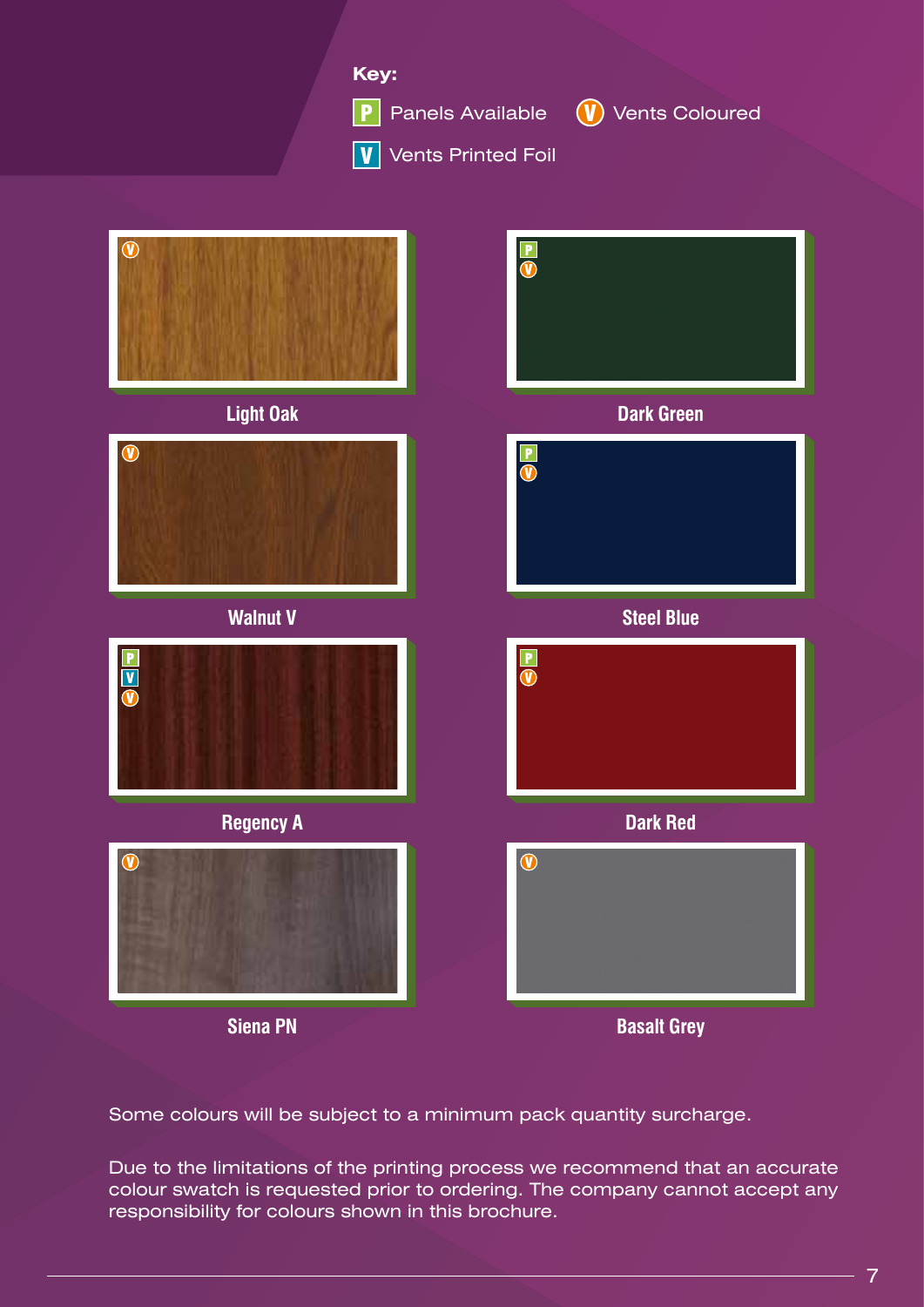**Key:**

- **P** Panels Available
- **V** (orange circle) Vents Coloured
- **V** (blue square) Vents Printed Foil

| Colour | Panels Available | Vents Printed Foil | Vents Coloured |
|---|---|---|---|
| Light Oak | | | V |
| Dark Green | P | | V |
| Walnut V | | | V |
| Steel Blue | P | | V |
| Regency A | P | V | V |
| Dark Red | P | | V |
| Siena PN | | | V |
| Basalt Grey | | | V |

Some colours will be subject to a minimum pack quantity surcharge.

Due to the limitations of the printing process we recommend that an accurate colour swatch is requested prior to ordering. The company cannot accept any responsibility for colours shown in this brochure.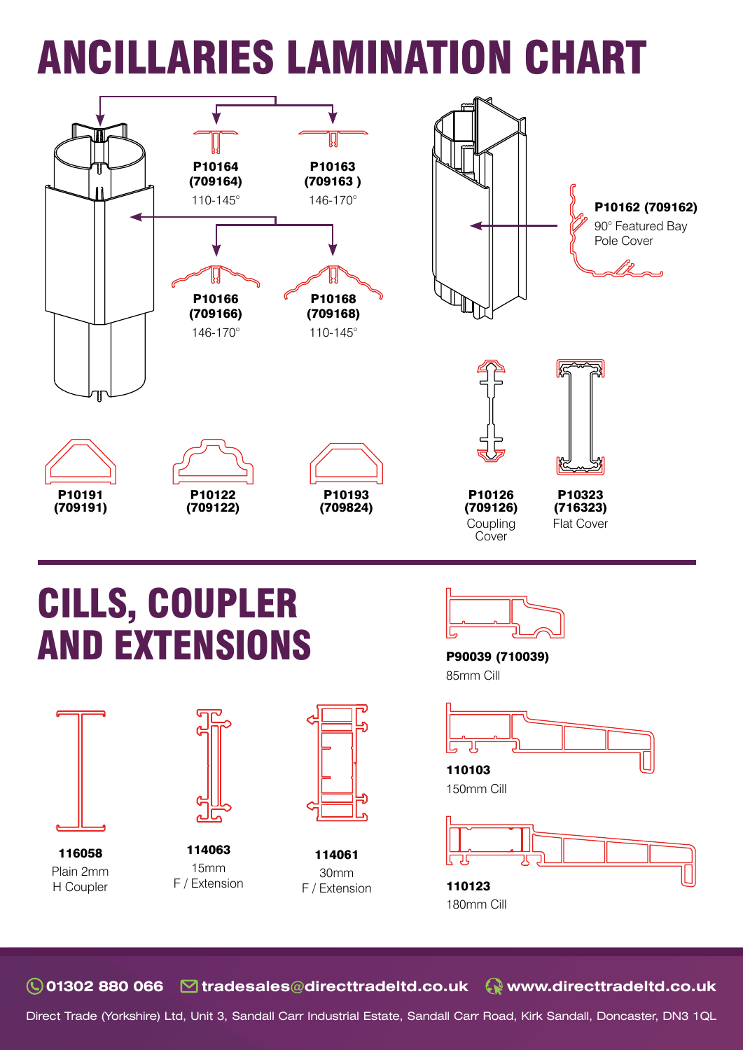# ANCILLARIES LAMINATION CHART

**P10164 (709164)**
110-145°

**P10163 (709163 )**
146-170°

**P10162 (709162)**
90° Featured Bay Pole Cover

**P10166 (709166)**
146-170°

**P10168 (709168)**
110-145°

**P10191 (709191)**

**P10122 (709122)**

**P10193 (709824)**

**P10126 (709126)**
Coupling Cover

**P10323 (716323)**
Flat Cover

# CILLS, COUPLER AND EXTENSIONS

**P90039 (710039)**
85mm Cill

**116058**
Plain 2mm H Coupler

**114063**
15mm F / Extension

**114061**
30mm F / Extension

**110103**
150mm Cill

**110123**
180mm Cill

01302 880 066 tradesales@directtradeltd.co.uk www.directtradeltd.co.uk

Direct Trade (Yorkshire) Ltd, Unit 3, Sandall Carr Industrial Estate, Sandall Carr Road, Kirk Sandall, Doncaster, DN3 1QL